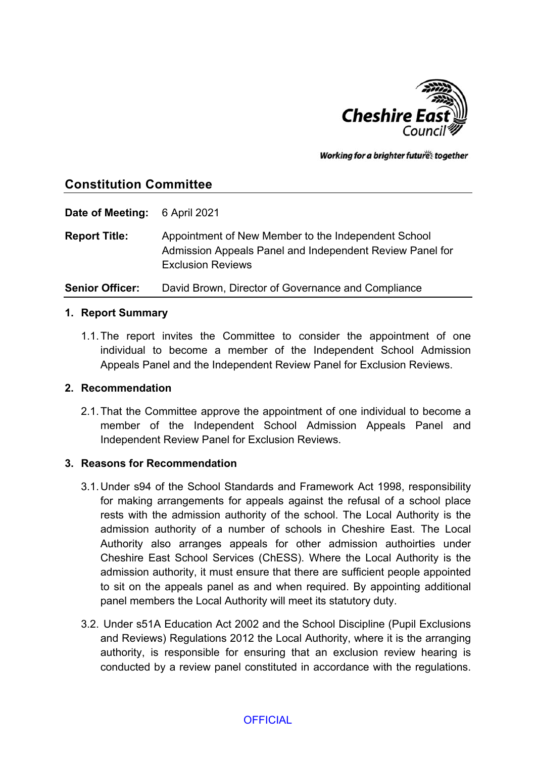Cheshire East Council

*Working for a brighter future together*

## Constitution Committee

**Date of Meeting:** 6 April 2021

**Report Title:** Appointment of New Member to the Independent School Admission Appeals Panel and Independent Review Panel for Exclusion Reviews

**Senior Officer:** David Brown, Director of Governance and Compliance

### 1. Report Summary

1.1. The report invites the Committee to consider the appointment of one individual to become a member of the Independent School Admission Appeals Panel and the Independent Review Panel for Exclusion Reviews.

### 2. Recommendation

2.1. That the Committee approve the appointment of one individual to become a member of the Independent School Admission Appeals Panel and Independent Review Panel for Exclusion Reviews.

### 3. Reasons for Recommendation

3.1. Under s94 of the School Standards and Framework Act 1998, responsibility for making arrangements for appeals against the refusal of a school place rests with the admission authority of the school. The Local Authority is the admission authority of a number of schools in Cheshire East. The Local Authority also arranges appeals for other admission authoirties under Cheshire East School Services (ChESS). Where the Local Authority is the admission authority, it must ensure that there are sufficient people appointed to sit on the appeals panel as and when required. By appointing additional panel members the Local Authority will meet its statutory duty.

3.2. Under s51A Education Act 2002 and the School Discipline (Pupil Exclusions and Reviews) Regulations 2012 the Local Authority, where it is the arranging authority, is responsible for ensuring that an exclusion review hearing is conducted by a review panel constituted in accordance with the regulations.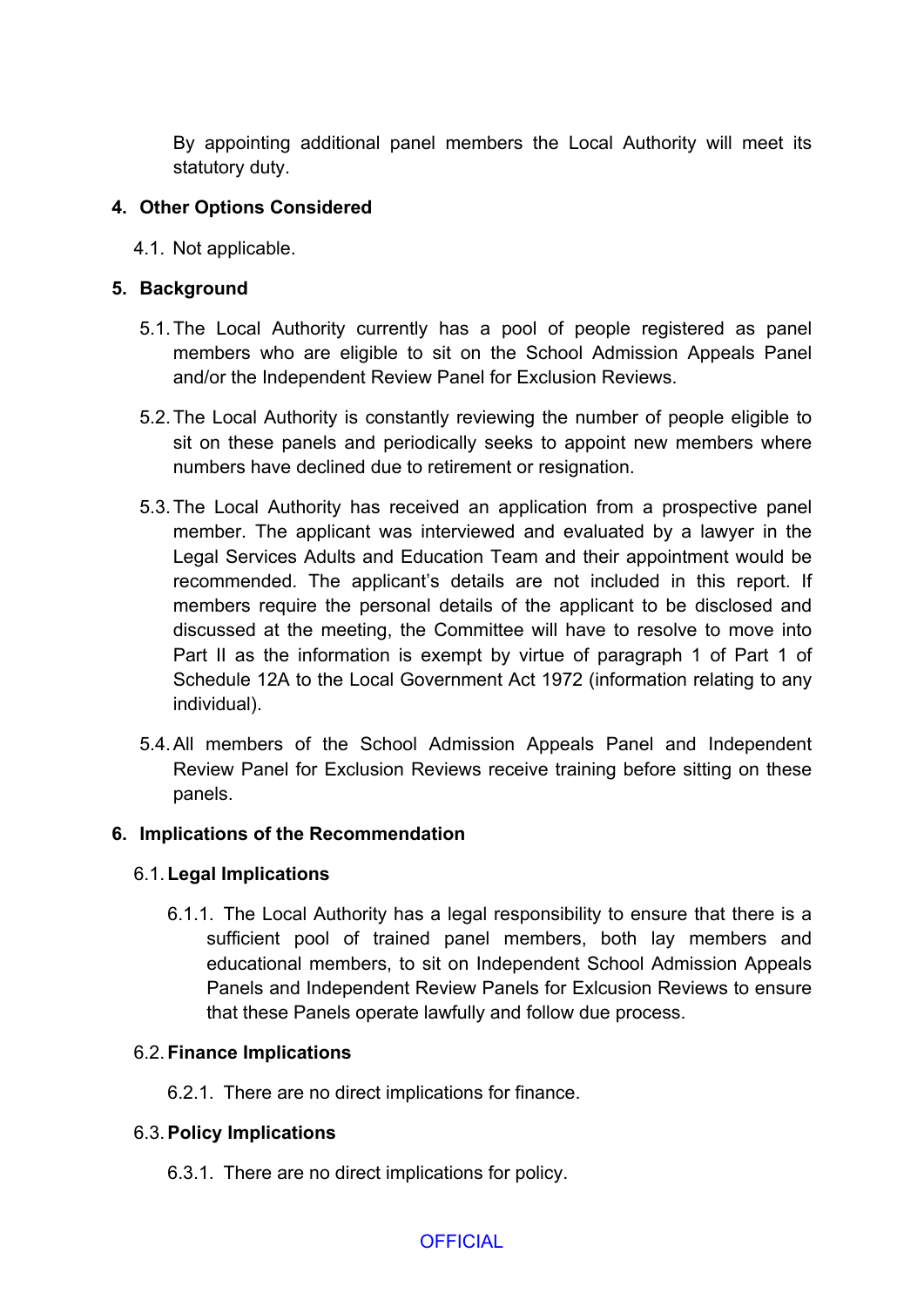By appointing additional panel members the Local Authority will meet its statutory duty.

## 4. Other Options Considered

4.1. Not applicable.

## 5. Background

5.1. The Local Authority currently has a pool of people registered as panel members who are eligible to sit on the School Admission Appeals Panel and/or the Independent Review Panel for Exclusion Reviews.

5.2. The Local Authority is constantly reviewing the number of people eligible to sit on these panels and periodically seeks to appoint new members where numbers have declined due to retirement or resignation.

5.3. The Local Authority has received an application from a prospective panel member. The applicant was interviewed and evaluated by a lawyer in the Legal Services Adults and Education Team and their appointment would be recommended. The applicant's details are not included in this report. If members require the personal details of the applicant to be disclosed and discussed at the meeting, the Committee will have to resolve to move into Part II as the information is exempt by virtue of paragraph 1 of Part 1 of Schedule 12A to the Local Government Act 1972 (information relating to any individual).

5.4. All members of the School Admission Appeals Panel and Independent Review Panel for Exclusion Reviews receive training before sitting on these panels.

## 6. Implications of the Recommendation

### 6.1. Legal Implications

6.1.1. The Local Authority has a legal responsibility to ensure that there is a sufficient pool of trained panel members, both lay members and educational members, to sit on Independent School Admission Appeals Panels and Independent Review Panels for Exlcusion Reviews to ensure that these Panels operate lawfully and follow due process.

### 6.2. Finance Implications

6.2.1. There are no direct implications for finance.

### 6.3. Policy Implications

6.3.1. There are no direct implications for policy.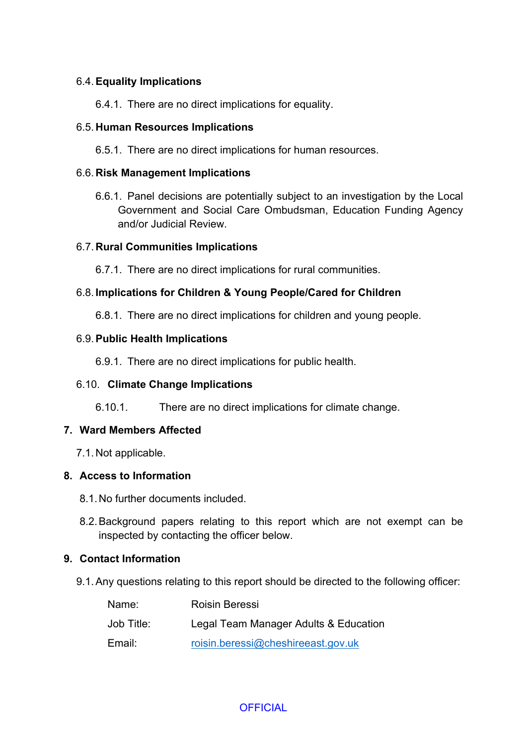### 6.4. Equality Implications

6.4.1. There are no direct implications for equality.

### 6.5. Human Resources Implications

6.5.1. There are no direct implications for human resources.

### 6.6. Risk Management Implications

6.6.1. Panel decisions are potentially subject to an investigation by the Local Government and Social Care Ombudsman, Education Funding Agency and/or Judicial Review.

### 6.7. Rural Communities Implications

6.7.1. There are no direct implications for rural communities.

### 6.8. Implications for Children & Young People/Cared for Children

6.8.1. There are no direct implications for children and young people.

### 6.9. Public Health Implications

6.9.1. There are no direct implications for public health.

### 6.10. Climate Change Implications

6.10.1. There are no direct implications for climate change.

## 7. Ward Members Affected

7.1. Not applicable.

## 8. Access to Information

8.1. No further documents included.

8.2. Background papers relating to this report which are not exempt can be inspected by contacting the officer below.

## 9. Contact Information

9.1. Any questions relating to this report should be directed to the following officer:

| | |
|---|---|
| Name: | Roisin Beressi |
| Job Title: | Legal Team Manager Adults & Education |
| Email: | roisin.beressi@cheshireeast.gov.uk |

OFFICIAL